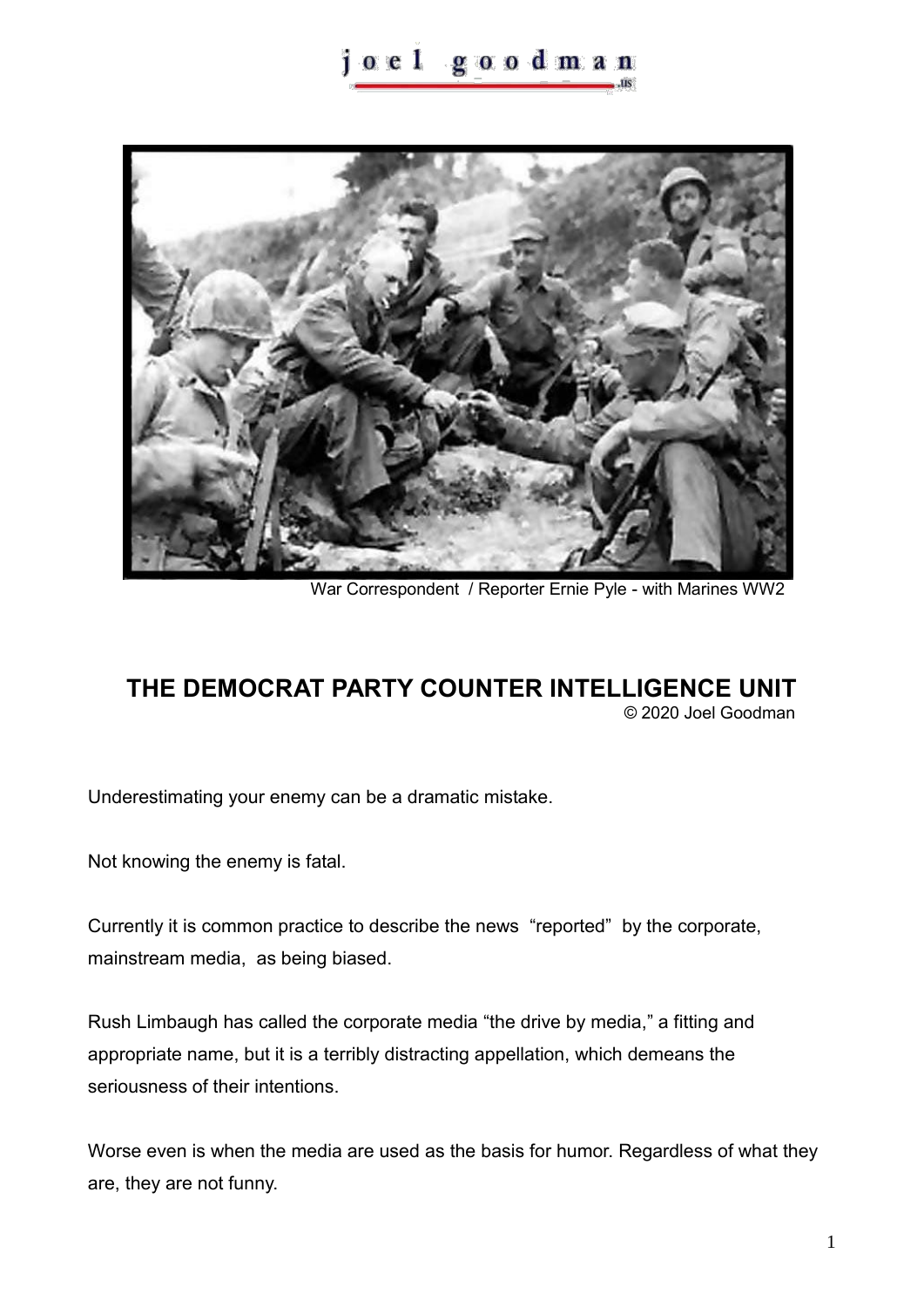War Correspondent / Reporter Ernie Pyle - with Marines WW2

# THE DEMOCRAT PARTY COUNTER INTELLIGENCE UNIT

© 2020 Joel Goodman

Underestimating your enemy can be a dramatic mistake.

Not knowing the enemy is fatal.

Currently it is common practice to describe the news "reported" by the corporate, mainstream media, as being biased.

Rush Limbaugh has called the corporate media "the drive by media," a fitting and appropriate name, but it is a terribly distracting appellation, which demeans the seriousness of their intentions.

Worse even is when the media are used as the basis for humor. Regardless of what they are, they are not funny.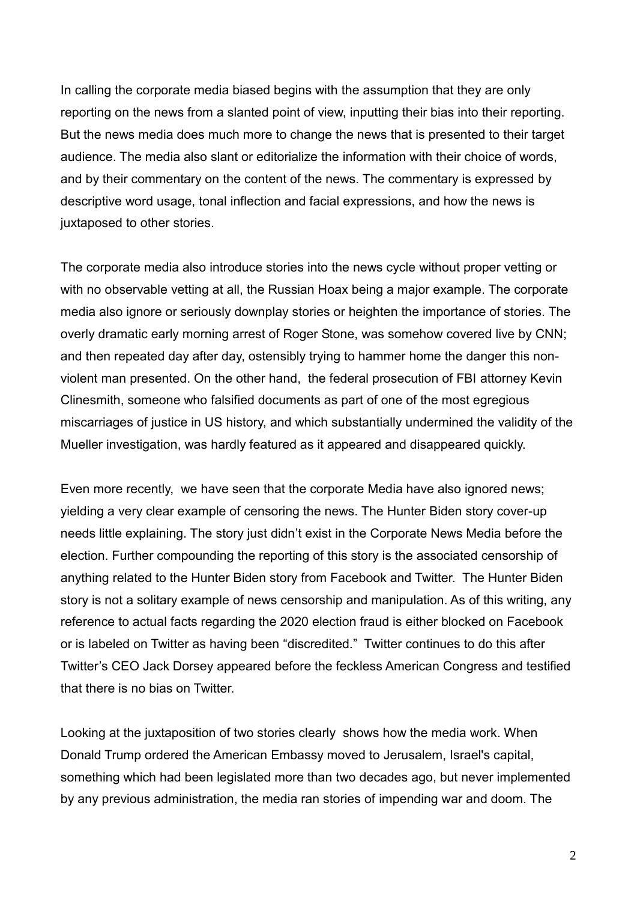In calling the corporate media biased begins with the assumption that they are only reporting on the news from a slanted point of view, inputting their bias into their reporting. But the news media does much more to change the news that is presented to their target audience. The media also slant or editorialize the information with their choice of words, and by their commentary on the content of the news. The commentary is expressed by descriptive word usage, tonal inflection and facial expressions, and how the news is juxtaposed to other stories.

The corporate media also introduce stories into the news cycle without proper vetting or with no observable vetting at all, the Russian Hoax being a major example. The corporate media also ignore or seriously downplay stories or heighten the importance of stories. The overly dramatic early morning arrest of Roger Stone, was somehow covered live by CNN; and then repeated day after day, ostensibly trying to hammer home the danger this non-violent man presented. On the other hand, the federal prosecution of FBI attorney Kevin Clinesmith, someone who falsified documents as part of one of the most egregious miscarriages of justice in US history, and which substantially undermined the validity of the Mueller investigation, was hardly featured as it appeared and disappeared quickly.

Even more recently, we have seen that the corporate Media have also ignored news; yielding a very clear example of censoring the news. The Hunter Biden story cover-up needs little explaining. The story just didn't exist in the Corporate News Media before the election. Further compounding the reporting of this story is the associated censorship of anything related to the Hunter Biden story from Facebook and Twitter. The Hunter Biden story is not a solitary example of news censorship and manipulation. As of this writing, any reference to actual facts regarding the 2020 election fraud is either blocked on Facebook or is labeled on Twitter as having been "discredited." Twitter continues to do this after Twitter's CEO Jack Dorsey appeared before the feckless American Congress and testified that there is no bias on Twitter.

Looking at the juxtaposition of two stories clearly shows how the media work. When Donald Trump ordered the American Embassy moved to Jerusalem, Israel's capital, something which had been legislated more than two decades ago, but never implemented by any previous administration, the media ran stories of impending war and doom. The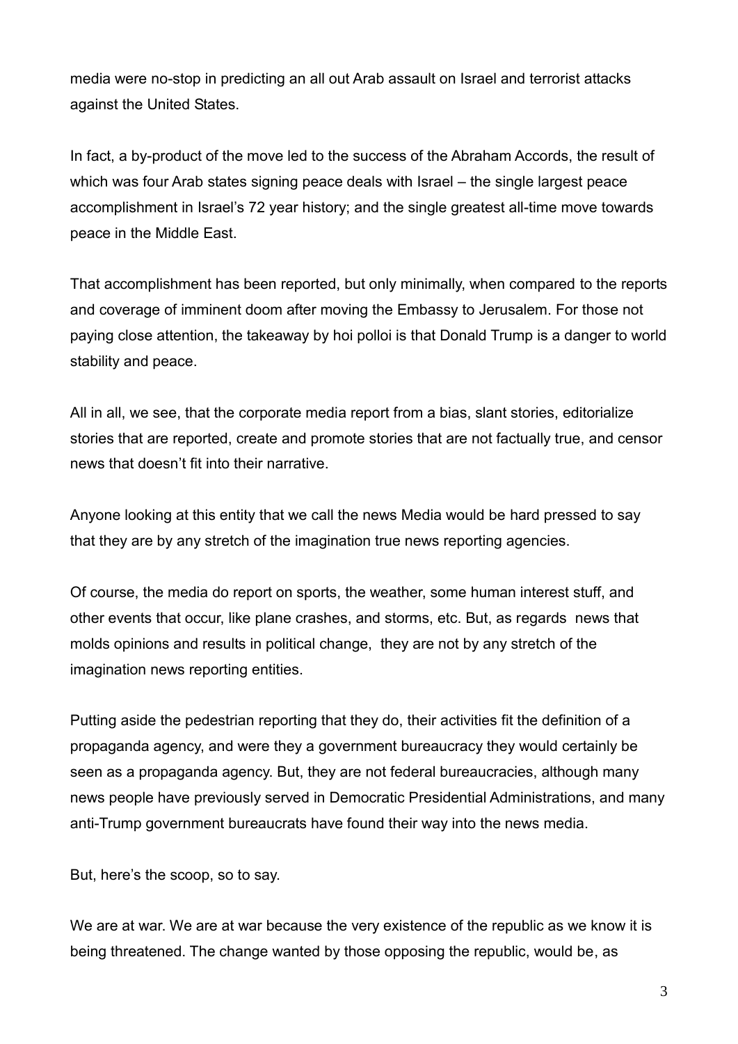media were no-stop in predicting an all out Arab assault on Israel and terrorist attacks against the United States.

In fact, a by-product of the move led to the success of the Abraham Accords, the result of which was four Arab states signing peace deals with Israel – the single largest peace accomplishment in Israel's 72 year history; and the single greatest all-time move towards peace in the Middle East.

That accomplishment has been reported, but only minimally, when compared to the reports and coverage of imminent doom after moving the Embassy to Jerusalem. For those not paying close attention, the takeaway by hoi polloi is that Donald Trump is a danger to world stability and peace.

All in all, we see, that the corporate media report from a bias, slant stories, editorialize stories that are reported, create and promote stories that are not factually true, and censor news that doesn't fit into their narrative.

Anyone looking at this entity that we call the news Media would be hard pressed to say that they are by any stretch of the imagination true news reporting agencies.

Of course, the media do report on sports, the weather, some human interest stuff, and other events that occur, like plane crashes, and storms, etc. But, as regards news that molds opinions and results in political change, they are not by any stretch of the imagination news reporting entities.

Putting aside the pedestrian reporting that they do, their activities fit the definition of a propaganda agency, and were they a government bureaucracy they would certainly be seen as a propaganda agency. But, they are not federal bureaucracies, although many news people have previously served in Democratic Presidential Administrations, and many anti-Trump government bureaucrats have found their way into the news media.

But, here's the scoop, so to say.

We are at war. We are at war because the very existence of the republic as we know it is being threatened. The change wanted by those opposing the republic, would be, as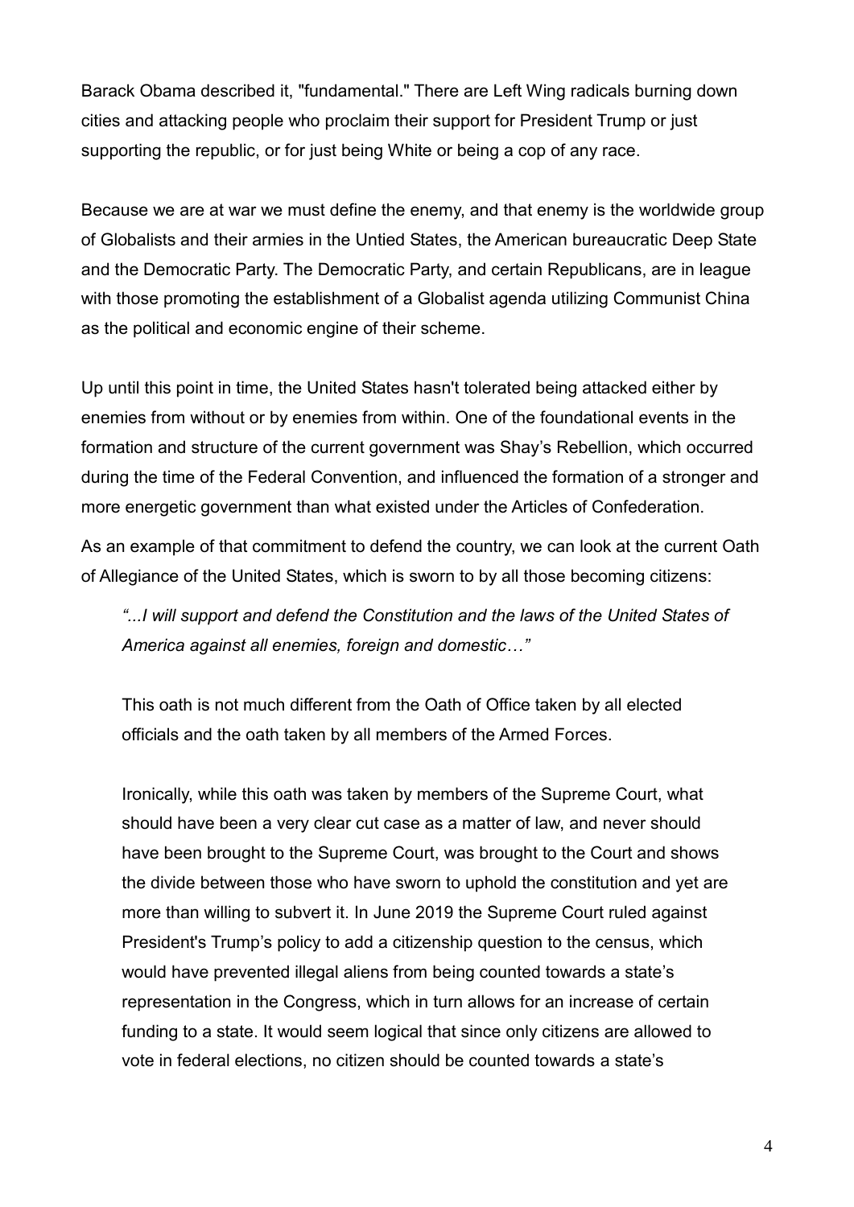Barack Obama described it, "fundamental." There are Left Wing radicals burning down cities and attacking people who proclaim their support for President Trump or just supporting the republic, or for just being White or being a cop of any race.

Because we are at war we must define the enemy, and that enemy is the worldwide group of Globalists and their armies in the Untied States, the American bureaucratic Deep State and the Democratic Party. The Democratic Party, and certain Republicans, are in league with those promoting the establishment of a Globalist agenda utilizing Communist China as the political and economic engine of their scheme.

Up until this point in time, the United States hasn't tolerated being attacked either by enemies from without or by enemies from within. One of the foundational events in the formation and structure of the current government was Shay's Rebellion, which occurred during the time of the Federal Convention, and influenced the formation of a stronger and more energetic government than what existed under the Articles of Confederation.

As an example of that commitment to defend the country, we can look at the current Oath of Allegiance of the United States, which is sworn to by all those becoming citizens:

> *"...I will support and defend the Constitution and the laws of the United States of America against all enemies, foreign and domestic…"*
>
> This oath is not much different from the Oath of Office taken by all elected officials and the oath taken by all members of the Armed Forces.
>
> Ironically, while this oath was taken by members of the Supreme Court, what should have been a very clear cut case as a matter of law, and never should have been brought to the Supreme Court, was brought to the Court and shows the divide between those who have sworn to uphold the constitution and yet are more than willing to subvert it. In June 2019 the Supreme Court ruled against President's Trump's policy to add a citizenship question to the census, which would have prevented illegal aliens from being counted towards a state's representation in the Congress, which in turn allows for an increase of certain funding to a state. It would seem logical that since only citizens are allowed to vote in federal elections, no citizen should be counted towards a state's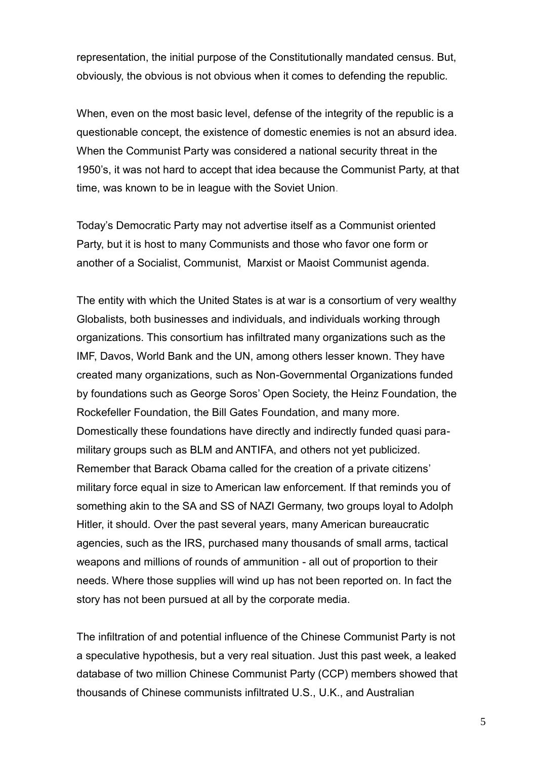representation, the initial purpose of the Constitutionally mandated census. But, obviously, the obvious is not obvious when it comes to defending the republic.

When, even on the most basic level, defense of the integrity of the republic is a questionable concept, the existence of domestic enemies is not an absurd idea. When the Communist Party was considered a national security threat in the 1950's, it was not hard to accept that idea because the Communist Party, at that time, was known to be in league with the Soviet Union.

Today's Democratic Party may not advertise itself as a Communist oriented Party, but it is host to many Communists and those who favor one form or another of a Socialist, Communist, Marxist or Maoist Communist agenda.

The entity with which the United States is at war is a consortium of very wealthy Globalists, both businesses and individuals, and individuals working through organizations. This consortium has infiltrated many organizations such as the IMF, Davos, World Bank and the UN, among others lesser known. They have created many organizations, such as Non-Governmental Organizations funded by foundations such as George Soros' Open Society, the Heinz Foundation, the Rockefeller Foundation, the Bill Gates Foundation, and many more. Domestically these foundations have directly and indirectly funded quasi para-military groups such as BLM and ANTIFA, and others not yet publicized. Remember that Barack Obama called for the creation of a private citizens' military force equal in size to American law enforcement. If that reminds you of something akin to the SA and SS of NAZI Germany, two groups loyal to Adolph Hitler, it should. Over the past several years, many American bureaucratic agencies, such as the IRS, purchased many thousands of small arms, tactical weapons and millions of rounds of ammunition - all out of proportion to their needs. Where those supplies will wind up has not been reported on. In fact the story has not been pursued at all by the corporate media.

The infiltration of and potential influence of the Chinese Communist Party is not a speculative hypothesis, but a very real situation. Just this past week, a leaked database of two million Chinese Communist Party (CCP) members showed that thousands of Chinese communists infiltrated U.S., U.K., and Australian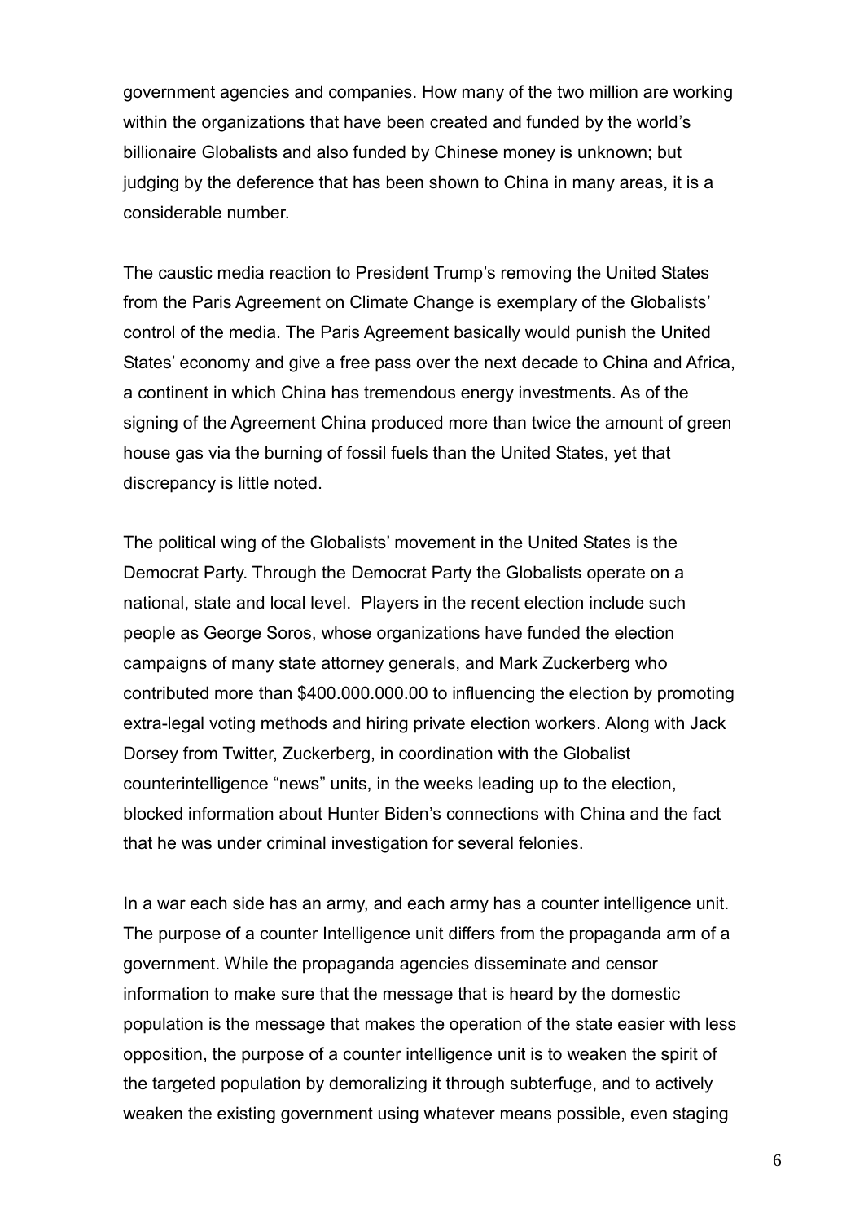government agencies and companies. How many of the two million are working within the organizations that have been created and funded by the world's billionaire Globalists and also funded by Chinese money is unknown; but judging by the deference that has been shown to China in many areas, it is a considerable number.

The caustic media reaction to President Trump's removing the United States from the Paris Agreement on Climate Change is exemplary of the Globalists' control of the media. The Paris Agreement basically would punish the United States' economy and give a free pass over the next decade to China and Africa, a continent in which China has tremendous energy investments. As of the signing of the Agreement China produced more than twice the amount of green house gas via the burning of fossil fuels than the United States, yet that discrepancy is little noted.

The political wing of the Globalists' movement in the United States is the Democrat Party. Through the Democrat Party the Globalists operate on a national, state and local level. Players in the recent election include such people as George Soros, whose organizations have funded the election campaigns of many state attorney generals, and Mark Zuckerberg who contributed more than $400.000.000.00 to influencing the election by promoting extra-legal voting methods and hiring private election workers. Along with Jack Dorsey from Twitter, Zuckerberg, in coordination with the Globalist counterintelligence "news" units, in the weeks leading up to the election, blocked information about Hunter Biden's connections with China and the fact that he was under criminal investigation for several felonies.

In a war each side has an army, and each army has a counter intelligence unit. The purpose of a counter Intelligence unit differs from the propaganda arm of a government. While the propaganda agencies disseminate and censor information to make sure that the message that is heard by the domestic population is the message that makes the operation of the state easier with less opposition, the purpose of a counter intelligence unit is to weaken the spirit of the targeted population by demoralizing it through subterfuge, and to actively weaken the existing government using whatever means possible, even staging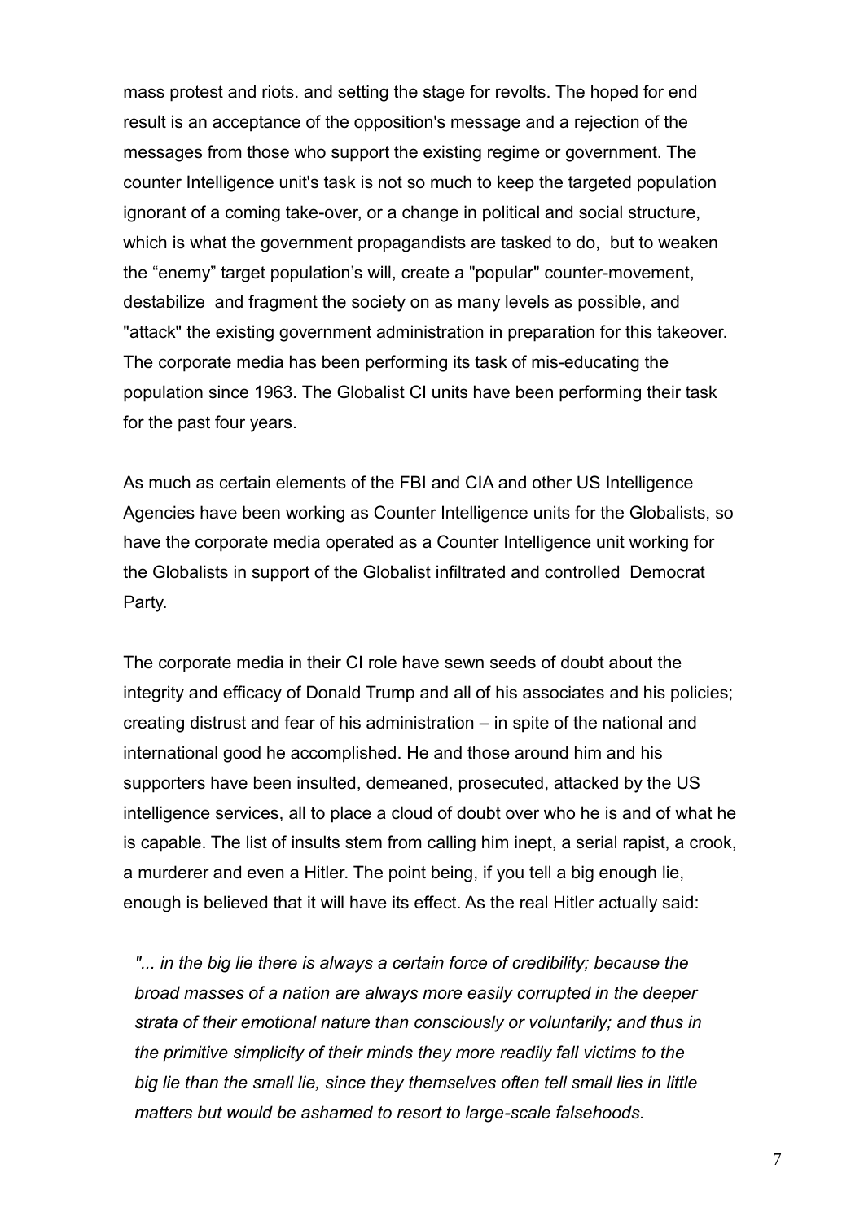mass protest and riots. and setting the stage for revolts. The hoped for end result is an acceptance of the opposition's message and a rejection of the messages from those who support the existing regime or government. The counter Intelligence unit's task is not so much to keep the targeted population ignorant of a coming take-over, or a change in political and social structure, which is what the government propagandists are tasked to do, but to weaken the “enemy” target population’s will, create a "popular" counter-movement, destabilize and fragment the society on as many levels as possible, and "attack" the existing government administration in preparation for this takeover. The corporate media has been performing its task of mis-educating the population since 1963. The Globalist CI units have been performing their task for the past four years.

As much as certain elements of the FBI and CIA and other US Intelligence Agencies have been working as Counter Intelligence units for the Globalists, so have the corporate media operated as a Counter Intelligence unit working for the Globalists in support of the Globalist infiltrated and controlled Democrat Party.

The corporate media in their CI role have sewn seeds of doubt about the integrity and efficacy of Donald Trump and all of his associates and his policies; creating distrust and fear of his administration – in spite of the national and international good he accomplished. He and those around him and his supporters have been insulted, demeaned, prosecuted, attacked by the US intelligence services, all to place a cloud of doubt over who he is and of what he is capable. The list of insults stem from calling him inept, a serial rapist, a crook, a murderer and even a Hitler. The point being, if you tell a big enough lie, enough is believed that it will have its effect. As the real Hitler actually said:

> *"... in the big lie there is always a certain force of credibility; because the broad masses of a nation are always more easily corrupted in the deeper strata of their emotional nature than consciously or voluntarily; and thus in the primitive simplicity of their minds they more readily fall victims to the big lie than the small lie, since they themselves often tell small lies in little matters but would be ashamed to resort to large-scale falsehoods.*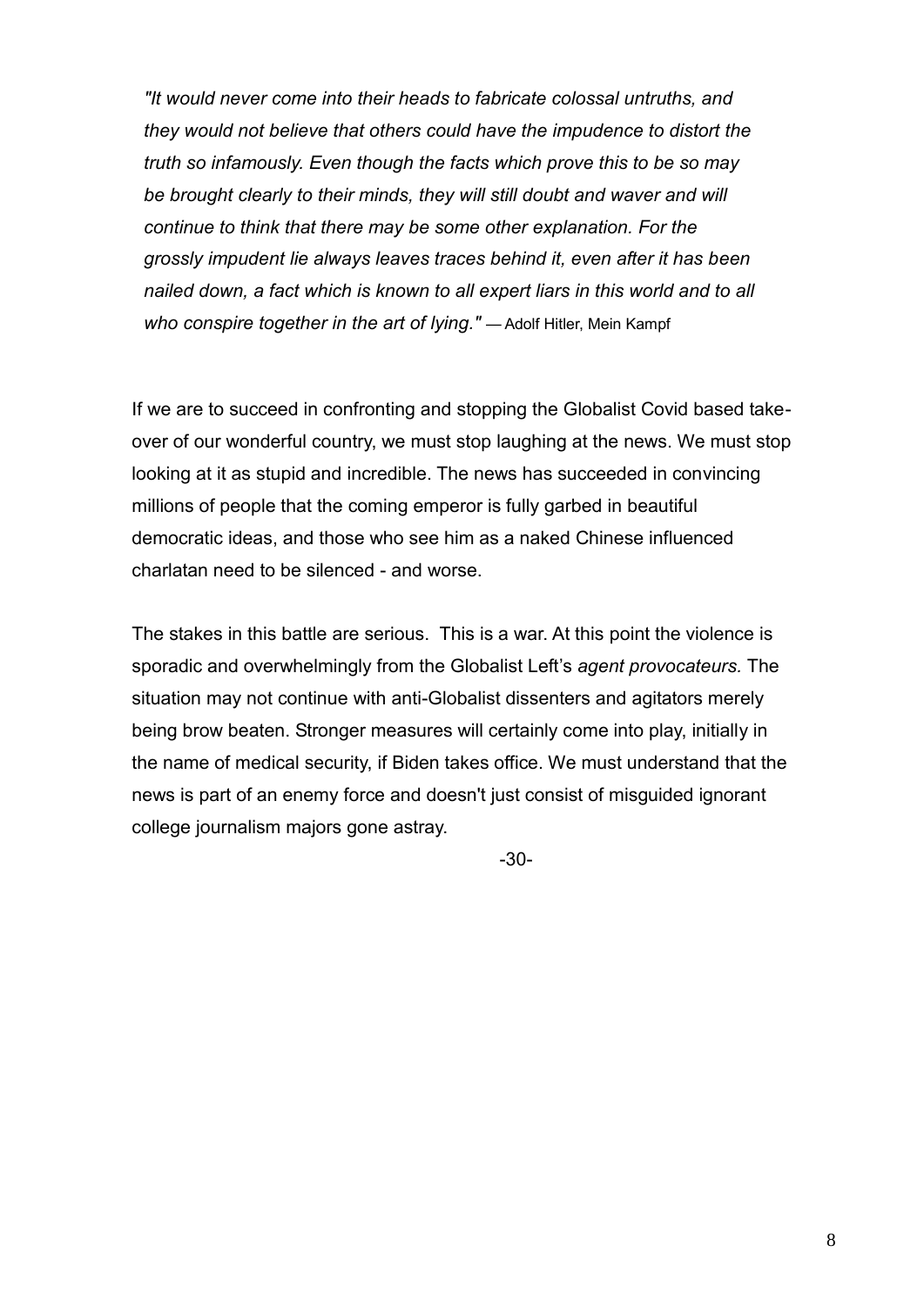*"It would never come into their heads to fabricate colossal untruths, and they would not believe that others could have the impudence to distort the truth so infamously. Even though the facts which prove this to be so may be brought clearly to their minds, they will still doubt and waver and will continue to think that there may be some other explanation. For the grossly impudent lie always leaves traces behind it, even after it has been nailed down, a fact which is known to all expert liars in this world and to all who conspire together in the art of lying."* — Adolf Hitler, Mein Kampf

If we are to succeed in confronting and stopping the Globalist Covid based take-over of our wonderful country, we must stop laughing at the news. We must stop looking at it as stupid and incredible. The news has succeeded in convincing millions of people that the coming emperor is fully garbed in beautiful democratic ideas, and those who see him as a naked Chinese influenced charlatan need to be silenced - and worse.

The stakes in this battle are serious. This is a war. At this point the violence is sporadic and overwhelmingly from the Globalist Left's *agent provocateurs.* The situation may not continue with anti-Globalist dissenters and agitators merely being brow beaten. Stronger measures will certainly come into play, initially in the name of medical security, if Biden takes office. We must understand that the news is part of an enemy force and doesn't just consist of misguided ignorant college journalism majors gone astray.

-30-